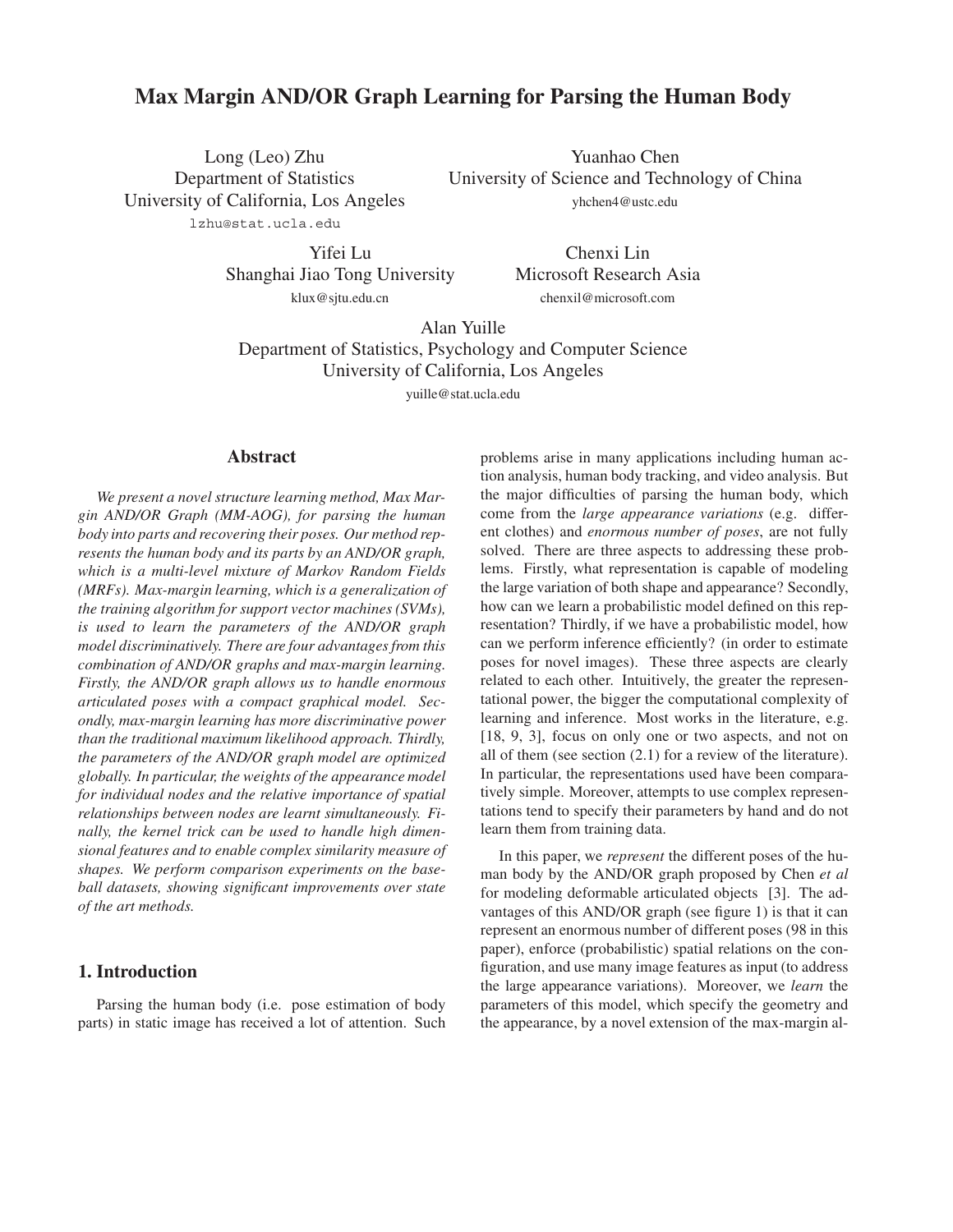# Max Margin AND/OR Graph Learning for Parsing the Human Body

Long (Leo) Zhu
Department of Statistics
University of California, Los Angeles
lzhu@stat.ucla.edu

Yuanhao Chen
University of Science and Technology of China
yhchen4@ustc.edu

Yifei Lu
Shanghai Jiao Tong University
klux@sjtu.edu.cn

Chenxi Lin
Microsoft Research Asia
chenxil@microsoft.com

Alan Yuille
Department of Statistics, Psychology and Computer Science
University of California, Los Angeles
yuille@stat.ucla.edu

## Abstract

*We present a novel structure learning method, Max Margin AND/OR Graph (MM-AOG), for parsing the human body into parts and recovering their poses. Our method represents the human body and its parts by an AND/OR graph, which is a multi-level mixture of Markov Random Fields (MRFs). Max-margin learning, which is a generalization of the training algorithm for support vector machines (SVMs), is used to learn the parameters of the AND/OR graph model discriminatively. There are four advantages from this combination of AND/OR graphs and max-margin learning. Firstly, the AND/OR graph allows us to handle enormous articulated poses with a compact graphical model. Secondly, max-margin learning has more discriminative power than the traditional maximum likelihood approach. Thirdly, the parameters of the AND/OR graph model are optimized globally. In particular, the weights of the appearance model for individual nodes and the relative importance of spatial relationships between nodes are learnt simultaneously. Finally, the kernel trick can be used to handle high dimensional features and to enable complex similarity measure of shapes. We perform comparison experiments on the baseball datasets, showing significant improvements over state of the art methods.*

## 1. Introduction

Parsing the human body (i.e. pose estimation of body parts) in static image has received a lot of attention. Such problems arise in many applications including human action analysis, human body tracking, and video analysis. But the major difficulties of parsing the human body, which come from the *large appearance variations* (e.g. different clothes) and *enormous number of poses*, are not fully solved. There are three aspects to addressing these problems. Firstly, what representation is capable of modeling the large variation of both shape and appearance? Secondly, how can we learn a probabilistic model defined on this representation? Thirdly, if we have a probabilistic model, how can we perform inference efficiently? (in order to estimate poses for novel images). These three aspects are clearly related to each other. Intuitively, the greater the representational power, the bigger the computational complexity of learning and inference. Most works in the literature, e.g. [18, 9, 3], focus on only one or two aspects, and not on all of them (see section (2.1) for a review of the literature). In particular, the representations used have been comparatively simple. Moreover, attempts to use complex representations tend to specify their parameters by hand and do not learn them from training data.

In this paper, we *represent* the different poses of the human body by the AND/OR graph proposed by Chen *et al* for modeling deformable articulated objects [3]. The advantages of this AND/OR graph (see figure 1) is that it can represent an enormous number of different poses (98 in this paper), enforce (probabilistic) spatial relations on the configuration, and use many image features as input (to address the large appearance variations). Moreover, we *learn* the parameters of this model, which specify the geometry and the appearance, by a novel extension of the max-margin al-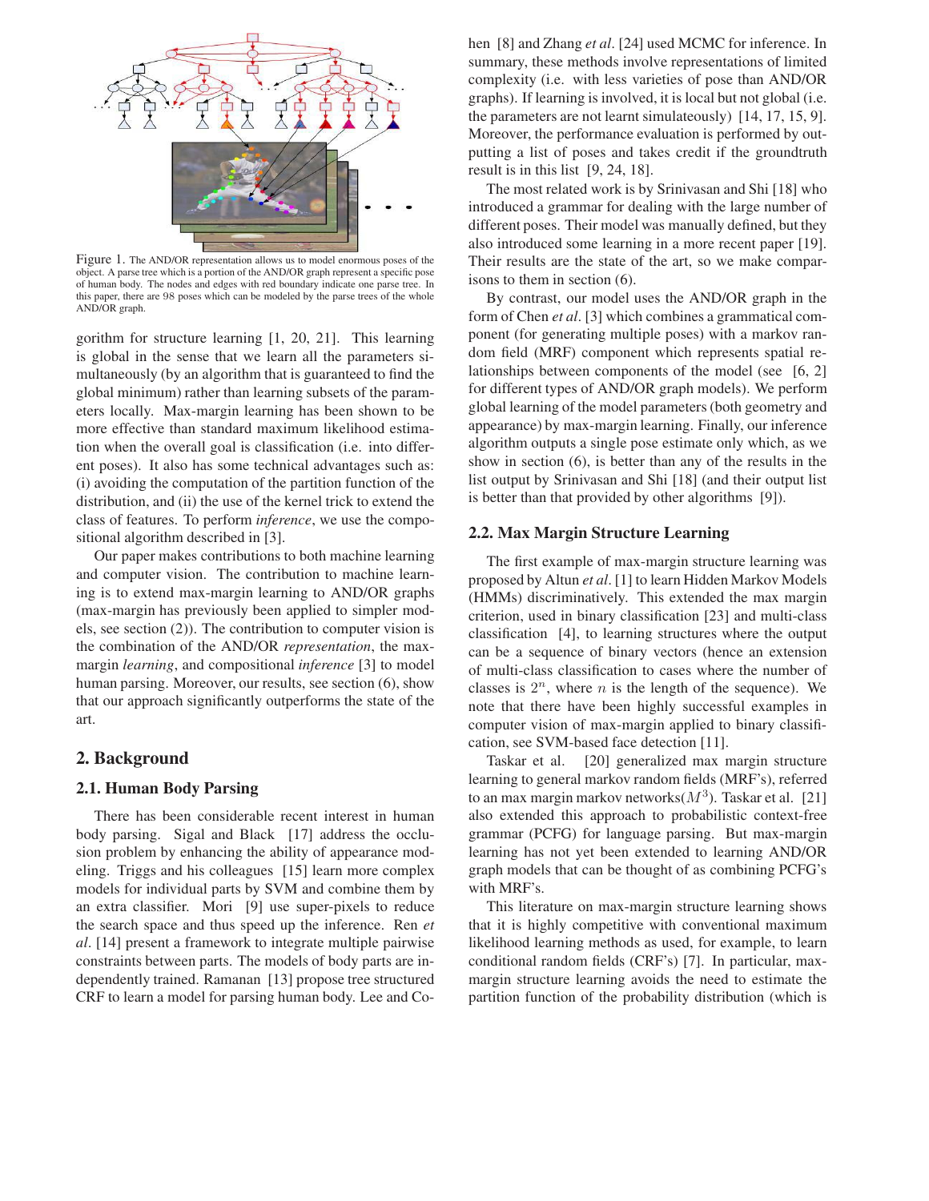Figure 1. The AND/OR representation allows us to model enormous poses of the object. A parse tree which is a portion of the AND/OR graph represent a specific pose of human body. The nodes and edges with red boundary indicate one parse tree. In this paper, there are 98 poses which can be modeled by the parse trees of the whole AND/OR graph.

gorithm for structure learning [1, 20, 21]. This learning is global in the sense that we learn all the parameters simultaneously (by an algorithm that is guaranteed to find the global minimum) rather than learning subsets of the parameters locally. Max-margin learning has been shown to be more effective than standard maximum likelihood estimation when the overall goal is classification (i.e. into different poses). It also has some technical advantages such as: (i) avoiding the computation of the partition function of the distribution, and (ii) the use of the kernel trick to extend the class of features. To perform *inference*, we use the compositional algorithm described in [3].

Our paper makes contributions to both machine learning and computer vision. The contribution to machine learning is to extend max-margin learning to AND/OR graphs (max-margin has previously been applied to simpler models, see section (2)). The contribution to computer vision is the combination of the AND/OR *representation*, the max-margin *learning*, and compositional *inference* [3] to model human parsing. Moreover, our results, see section (6), show that our approach significantly outperforms the state of the art.

## 2. Background

### 2.1. Human Body Parsing

There has been considerable recent interest in human body parsing. Sigal and Black [17] address the occlusion problem by enhancing the ability of appearance modeling. Triggs and his colleagues [15] learn more complex models for individual parts by SVM and combine them by an extra classifier. Mori [9] use super-pixels to reduce the search space and thus speed up the inference. Ren *et al*. [14] present a framework to integrate multiple pairwise constraints between parts. The models of body parts are independently trained. Ramanan [13] propose tree structured CRF to learn a model for parsing human body. Lee and Cohen [8] and Zhang *et al*. [24] used MCMC for inference. In summary, these methods involve representations of limited complexity (i.e. with less varieties of pose than AND/OR graphs). If learning is involved, it is local but not global (i.e. the parameters are not learnt simulateously) [14, 17, 15, 9]. Moreover, the performance evaluation is performed by outputting a list of poses and takes credit if the groundtruth result is in this list [9, 24, 18].

The most related work is by Srinivasan and Shi [18] who introduced a grammar for dealing with the large number of different poses. Their model was manually defined, but they also introduced some learning in a more recent paper [19]. Their results are the state of the art, so we make comparisons to them in section (6).

By contrast, our model uses the AND/OR graph in the form of Chen *et al*. [3] which combines a grammatical component (for generating multiple poses) with a markov random field (MRF) component which represents spatial relationships between components of the model (see [6, 2] for different types of AND/OR graph models). We perform global learning of the model parameters (both geometry and appearance) by max-margin learning. Finally, our inference algorithm outputs a single pose estimate only which, as we show in section (6), is better than any of the results in the list output by Srinivasan and Shi [18] (and their output list is better than that provided by other algorithms [9]).

### 2.2. Max Margin Structure Learning

The first example of max-margin structure learning was proposed by Altun *et al*. [1] to learn Hidden Markov Models (HMMs) discriminatively. This extended the max margin criterion, used in binary classification [23] and multi-class classification [4], to learning structures where the output can be a sequence of binary vectors (hence an extension of multi-class classification to cases where the number of classes is $2^n$, where $n$ is the length of the sequence). We note that there have been highly successful examples in computer vision of max-margin applied to binary classification, see SVM-based face detection [11].

Taskar et al. [20] generalized max margin structure learning to general markov random fields (MRF's), referred to an max margin markov networks($M^3$). Taskar et al. [21] also extended this approach to probabilistic context-free grammar (PCFG) for language parsing. But max-margin learning has not yet been extended to learning AND/OR graph models that can be thought of as combining PCFG's with MRF's.

This literature on max-margin structure learning shows that it is highly competitive with conventional maximum likelihood learning methods as used, for example, to learn conditional random fields (CRF's) [7]. In particular, max-margin structure learning avoids the need to estimate the partition function of the probability distribution (which is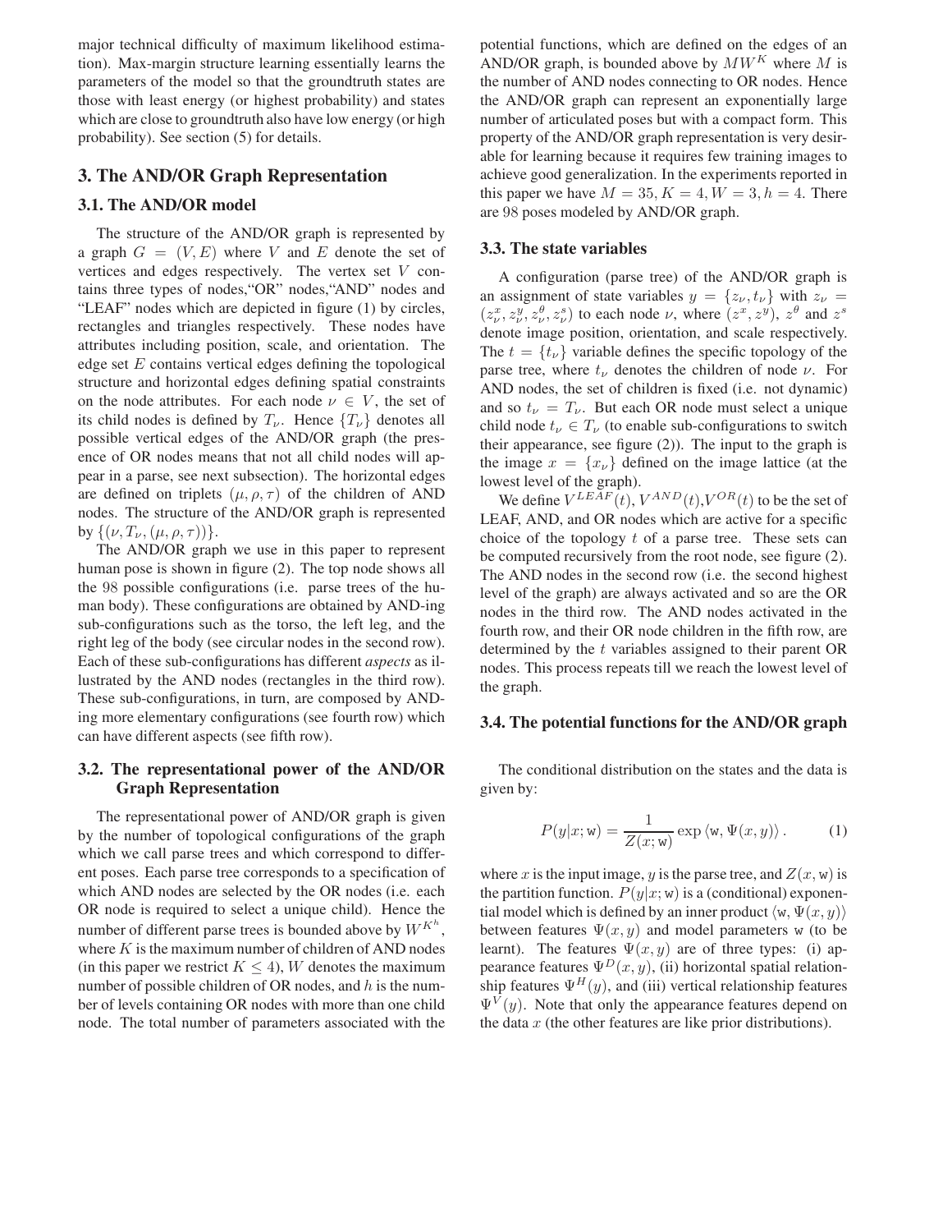major technical difficulty of maximum likelihood estimation). Max-margin structure learning essentially learns the parameters of the model so that the groundtruth states are those with least energy (or highest probability) and states which are close to groundtruth also have low energy (or high probability). See section (5) for details.

## 3. The AND/OR Graph Representation

### 3.1. The AND/OR model

The structure of the AND/OR graph is represented by a graph $G = (V, E)$ where $V$ and $E$ denote the set of vertices and edges respectively. The vertex set $V$ contains three types of nodes,"OR" nodes,"AND" nodes and "LEAF" nodes which are depicted in figure (1) by circles, rectangles and triangles respectively. These nodes have attributes including position, scale, and orientation. The edge set $E$ contains vertical edges defining the topological structure and horizontal edges defining spatial constraints on the node attributes. For each node $\nu \in V$, the set of its child nodes is defined by $T_\nu$. Hence $\{T_\nu\}$ denotes all possible vertical edges of the AND/OR graph (the presence of OR nodes means that not all child nodes will appear in a parse, see next subsection). The horizontal edges are defined on triplets $(\mu, \rho, \tau)$ of the children of AND nodes. The structure of the AND/OR graph is represented by $\{(\nu, T_\nu, (\mu, \rho, \tau))\}$.

The AND/OR graph we use in this paper to represent human pose is shown in figure (2). The top node shows all the 98 possible configurations (i.e. parse trees of the human body). These configurations are obtained by AND-ing sub-configurations such as the torso, the left leg, and the right leg of the body (see circular nodes in the second row). Each of these sub-configurations has different *aspects* as illustrated by the AND nodes (rectangles in the third row). These sub-configurations, in turn, are composed by AND-ing more elementary configurations (see fourth row) which can have different aspects (see fifth row).

### 3.2. The representational power of the AND/OR Graph Representation

The representational power of AND/OR graph is given by the number of topological configurations of the graph which we call parse trees and which correspond to different poses. Each parse tree corresponds to a specification of which AND nodes are selected by the OR nodes (i.e. each OR node is required to select a unique child). Hence the number of different parse trees is bounded above by $W^{K^h}$, where $K$ is the maximum number of children of AND nodes (in this paper we restrict $K \leq 4$), $W$ denotes the maximum number of possible children of OR nodes, and $h$ is the number of levels containing OR nodes with more than one child node. The total number of parameters associated with the potential functions, which are defined on the edges of an AND/OR graph, is bounded above by $MW^K$ where $M$ is the number of AND nodes connecting to OR nodes. Hence the AND/OR graph can represent an exponentially large number of articulated poses but with a compact form. This property of the AND/OR graph representation is very desirable for learning because it requires few training images to achieve good generalization. In the experiments reported in this paper we have $M = 35, K = 4, W = 3, h = 4$. There are 98 poses modeled by AND/OR graph.

### 3.3. The state variables

A configuration (parse tree) of the AND/OR graph is an assignment of state variables $y = \{z_\nu, t_\nu\}$ with $z_\nu = (z^x_\nu, z^y_\nu, z^\theta_\nu, z^s_\nu)$ to each node $\nu$, where $(z^x, z^y)$, $z^\theta$ and $z^s$ denote image position, orientation, and scale respectively. The $t = \{t_\nu\}$ variable defines the specific topology of the parse tree, where $t_\nu$ denotes the children of node $\nu$. For AND nodes, the set of children is fixed (i.e. not dynamic) and so $t_\nu = T_\nu$. But each OR node must select a unique child node $t_\nu \in T_\nu$ (to enable sub-configurations to switch their appearance, see figure (2)). The input to the graph is the image $x = \{x_\nu\}$ defined on the image lattice (at the lowest level of the graph).

We define $V^{LEAF}(t)$, $V^{AND}(t)$,$V^{OR}(t)$ to be the set of LEAF, AND, and OR nodes which are active for a specific choice of the topology $t$ of a parse tree. These sets can be computed recursively from the root node, see figure (2). The AND nodes in the second row (i.e. the second highest level of the graph) are always activated and so are the OR nodes in the third row. The AND nodes activated in the fourth row, and their OR node children in the fifth row, are determined by the $t$ variables assigned to their parent OR nodes. This process repeats till we reach the lowest level of the graph.

### 3.4. The potential functions for the AND/OR graph

The conditional distribution on the states and the data is given by:

$$P(y|x; \mathtt{w}) = \frac{1}{Z(x; \mathtt{w})} \exp \langle \mathtt{w}, \Psi(x, y) \rangle . \tag{1}$$

where $x$ is the input image, $y$ is the parse tree, and $Z(x, \mathtt{w})$ is the partition function. $P(y|x; \mathtt{w})$ is a (conditional) exponential model which is defined by an inner product $\langle \mathtt{w}, \Psi(x, y) \rangle$ between features $\Psi(x, y)$ and model parameters $\mathtt{w}$ (to be learnt). The features $\Psi(x, y)$ are of three types: (i) appearance features $\Psi^D(x, y)$, (ii) horizontal spatial relationship features $\Psi^H(y)$, and (iii) vertical relationship features $\Psi^V(y)$. Note that only the appearance features depend on the data $x$ (the other features are like prior distributions).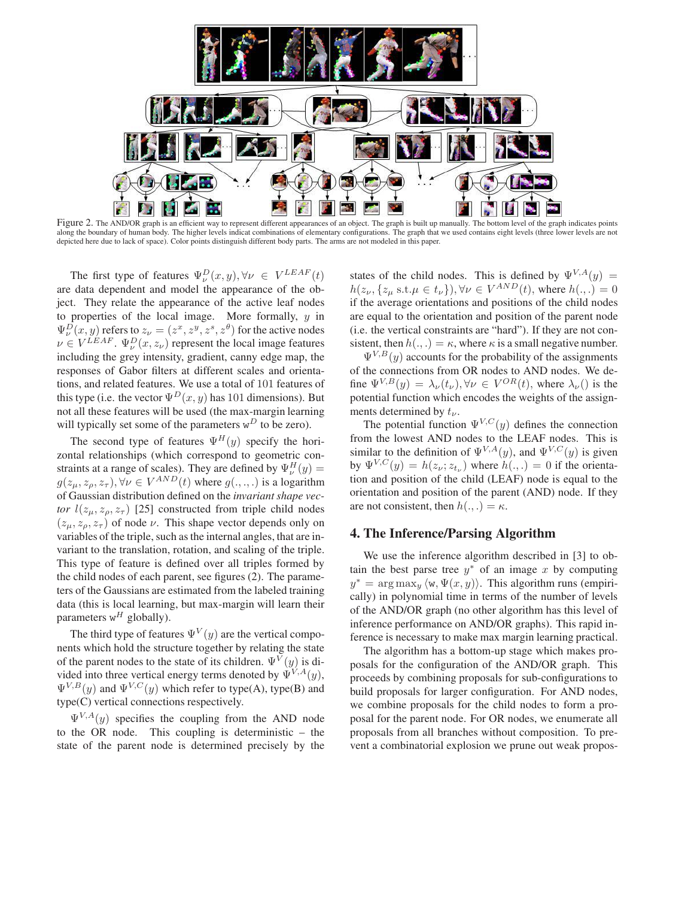Figure 2. The AND/OR graph is an efficient way to represent different appearances of an object. The graph is built up manually. The bottom level of the graph indicates points along the boundary of human body. The higher levels indicat combinations of elementary configurations. The graph that we used contains eight levels (three lower levels are not depicted here due to lack of space). Color points distinguish different body parts. The arms are not modeled in this paper.

The first type of features $\Psi^D_\nu(x, y), \forall \nu \in V^{LEAF}(t)$ are data dependent and model the appearance of the object. They relate the appearance of the active leaf nodes to properties of the local image. More formally, $y$ in $\Psi^D_\nu(x, y)$ refers to $z_\nu = (z^x, z^y, z^s, z^\theta)$ for the active nodes $\nu \in V^{LEAF}$. $\Psi^D_\nu(x, z_\nu)$ represent the local image features including the grey intensity, gradient, canny edge map, the responses of Gabor filters at different scales and orientations, and related features. We use a total of 101 features of this type (i.e. the vector $\Psi^D(x, y)$ has 101 dimensions). But not all these features will be used (the max-margin learning will typically set some of the parameters $\mathrm{w}^D$ to be zero).

The second type of features $\Psi^H(y)$ specify the horizontal relationships (which correspond to geometric constraints at a range of scales). They are defined by $\Psi^H_\nu(y) = g(z_\mu, z_\rho, z_\tau), \forall \nu \in V^{AND}(t)$ where $g(.,.,.)$ is a logarithm of Gaussian distribution defined on the *invariant shape vector* $l(z_\mu, z_\rho, z_\tau)$ [25] constructed from triple child nodes $(z_\mu, z_\rho, z_\tau)$ of node $\nu$. This shape vector depends only on variables of the triple, such as the internal angles, that are invariant to the translation, rotation, and scaling of the triple. This type of feature is defined over all triples formed by the child nodes of each parent, see figures (2). The parameters of the Gaussians are estimated from the labeled training data (this is local learning, but max-margin will learn their parameters $\mathrm{w}^H$ globally).

The third type of features $\Psi^V(y)$ are the vertical components which hold the structure together by relating the state of the parent nodes to the state of its children. $\Psi^V(y)$ is divided into three vertical energy terms denoted by $\Psi^{V,A}(y)$, $\Psi^{V,B}(y)$ and $\Psi^{V,C}(y)$ which refer to type(A), type(B) and type(C) vertical connections respectively.

$\Psi^{V,A}(y)$ specifies the coupling from the AND node to the OR node. This coupling is deterministic – the state of the parent node is determined precisely by the states of the child nodes. This is defined by $\Psi^{V,A}(y) = h(z_\nu, \{z_\mu \text{ s.t.} \mu \in t_\nu\}), \forall \nu \in V^{AND}(t)$, where $h(.,.) = 0$ if the average orientations and positions of the child nodes are equal to the orientation and position of the parent node (i.e. the vertical constraints are "hard"). If they are not consistent, then $h(.,.) = \kappa$, where $\kappa$ is a small negative number.

$\Psi^{V,B}(y)$ accounts for the probability of the assignments of the connections from OR nodes to AND nodes. We define $\Psi^{V,B}(y) = \lambda_\nu(t_\nu), \forall \nu \in V^{OR}(t)$, where $\lambda_\nu()$ is the potential function which encodes the weights of the assignments determined by $t_\nu$.

The potential function $\Psi^{V,C}(y)$ defines the connection from the lowest AND nodes to the LEAF nodes. This is similar to the definition of $\Psi^{V,A}(y)$, and $\Psi^{V,C}(y)$ is given by $\Psi^{V,C}(y) = h(z_\nu; z_{t_\nu})$ where $h(.,.) = 0$ if the orientation and position of the child (LEAF) node is equal to the orientation and position of the parent (AND) node. If they are not consistent, then $h(.,.) = \kappa$.

## 4. The Inference/Parsing Algorithm

We use the inference algorithm described in [3] to obtain the best parse tree $y^*$ of an image $x$ by computing $y^* = \arg\max_y \langle \mathrm{w}, \Psi(x, y) \rangle$. This algorithm runs (empirically) in polynomial time in terms of the number of levels of the AND/OR graph (no other algorithm has this level of inference performance on AND/OR graphs). This rapid inference is necessary to make max margin learning practical.

The algorithm has a bottom-up stage which makes proposals for the configuration of the AND/OR graph. This proceeds by combining proposals for sub-configurations to build proposals for larger configuration. For AND nodes, we combine proposals for the child nodes to form a proposal for the parent node. For OR nodes, we enumerate all proposals from all branches without composition. To prevent a combinatorial explosion we prune out weak propos-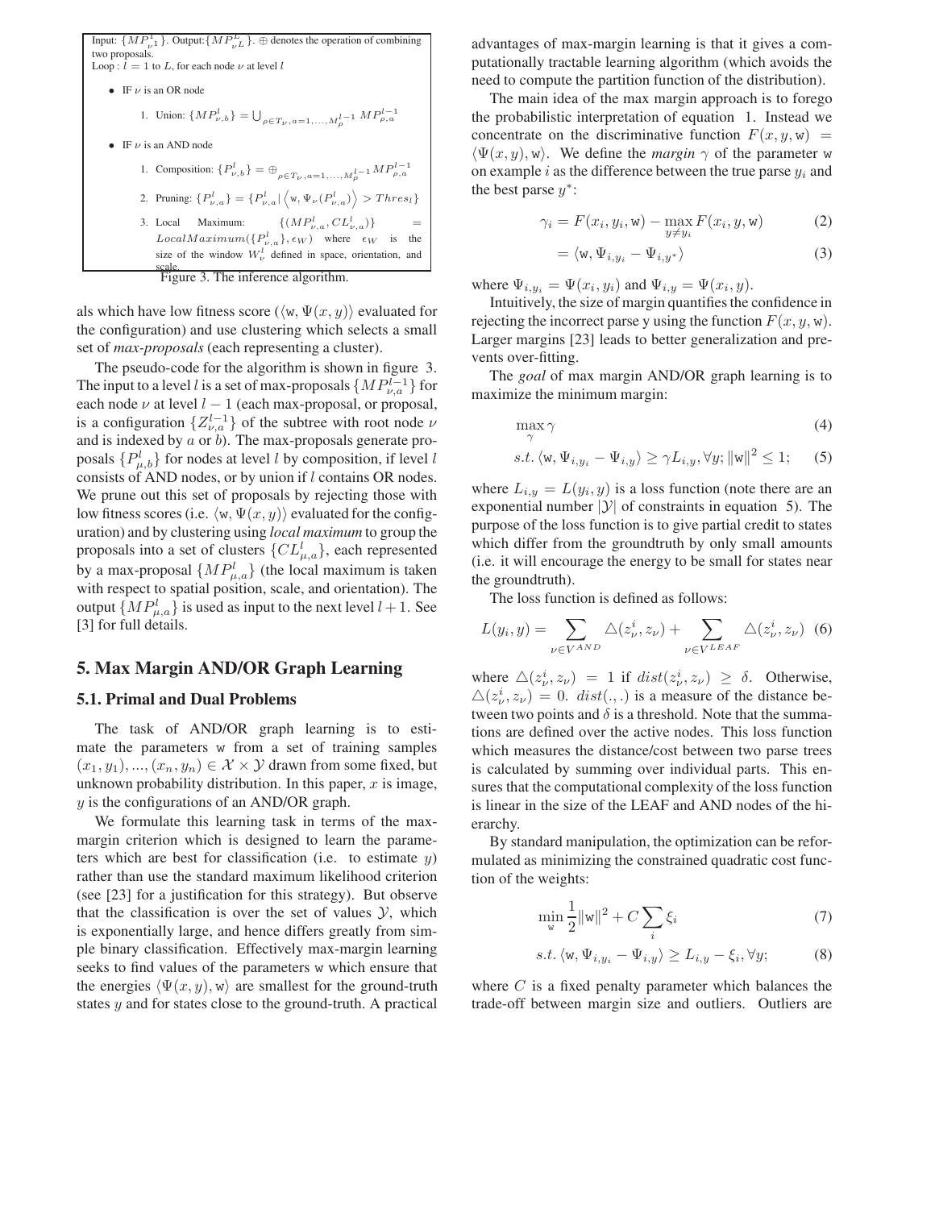Input: $\{MP^1_{\nu 1}\}$. Output: $\{MP^L_{\nu L}\}$. $\oplus$ denotes the operation of combining two proposals.
Loop : $l = 1$ to $L$, for each node $\nu$ at level $l$

- IF $\nu$ is an OR node
  1. Union: $\{MP^l_{\nu,b}\} = \bigcup_{\rho \in T_\nu, a=1,\ldots,M^{l-1}_\rho} MP^{l-1}_{\rho,a}$
- IF $\nu$ is an AND node
  1. Composition: $\{P^l_{\nu,b}\} = \oplus_{\rho \in T_\nu, a=1,\ldots,M^{l-1}_\rho} MP^{l-1}_{\rho,a}$
  2. Pruning: $\{P^l_{\nu,a}\} = \{P^l_{\nu,a} | \left\langle \mathtt{w}, \Psi_\nu(P^l_{\nu,a}) \right\rangle > Thres_l\}$
  3. Local Maximum: $\{(MP^l_{\nu,a}, CL^l_{\nu,a})\} = LocalMaximum(\{P^l_{\nu,a}\}, \epsilon_W)$ where $\epsilon_W$ is the size of the window $W^l_\nu$ defined in space, orientation, and scale.

Figure 3. The inference algorithm.

als which have low fitness score ($\langle \mathtt{w}, \Psi(x,y) \rangle$ evaluated for the configuration) and use clustering which selects a small set of *max-proposals* (each representing a cluster).

The pseudo-code for the algorithm is shown in figure 3. The input to a level $l$ is a set of max-proposals $\{MP^{l-1}_{\nu,a}\}$ for each node $\nu$ at level $l-1$ (each max-proposal, or proposal, is a configuration $\{Z^{l-1}_{\nu,a}\}$ of the subtree with root node $\nu$ and is indexed by $a$ or $b$). The max-proposals generate proposals $\{P^l_{\mu,b}\}$ for nodes at level $l$ by composition, if level $l$ consists of AND nodes, or by union if $l$ contains OR nodes. We prune out this set of proposals by rejecting those with low fitness scores (i.e. $\langle \mathtt{w}, \Psi(x,y) \rangle$ evaluated for the configuration) and by clustering using *local maximum* to group the proposals into a set of clusters $\{CL^l_{\mu,a}\}$, each represented by a max-proposal $\{MP^l_{\mu,a}\}$ (the local maximum is taken with respect to spatial position, scale, and orientation). The output $\{MP^l_{\mu,a}\}$ is used as input to the next level $l+1$. See [3] for full details.

## 5. Max Margin AND/OR Graph Learning

### 5.1. Primal and Dual Problems

The task of AND/OR graph learning is to estimate the parameters $\mathtt{w}$ from a set of training samples $(x_1, y_1), ..., (x_n, y_n) \in \mathcal{X} \times \mathcal{Y}$ drawn from some fixed, but unknown probability distribution. In this paper, $x$ is image, $y$ is the configurations of an AND/OR graph.

We formulate this learning task in terms of the max-margin criterion which is designed to learn the parameters which are best for classification (i.e. to estimate $y$) rather than use the standard maximum likelihood criterion (see [23] for a justification for this strategy). But observe that the classification is over the set of values $\mathcal{Y}$, which is exponentially large, and hence differs greatly from simple binary classification. Effectively max-margin learning seeks to find values of the parameters $\mathtt{w}$ which ensure that the energies $\langle \Psi(x,y), \mathtt{w} \rangle$ are smallest for the ground-truth states $y$ and for states close to the ground-truth. A practical advantages of max-margin learning is that it gives a computationally tractable learning algorithm (which avoids the need to compute the partition function of the distribution).

The main idea of the max margin approach is to forego the probabilistic interpretation of equation 1. Instead we concentrate on the discriminative function $F(x, y, \mathtt{w}) = \langle \Psi(x,y), \mathtt{w} \rangle$. We define the *margin* $\gamma$ of the parameter $\mathtt{w}$ on example $i$ as the difference between the true parse $y_i$ and the best parse $y^*$:

$$\gamma_i = F(x_i, y_i, \mathtt{w}) - \max_{y \neq y_i} F(x_i, y, \mathtt{w}) \tag{2}$$

$$= \langle \mathtt{w}, \Psi_{i,y_i} - \Psi_{i,y^*} \rangle \tag{3}$$

where $\Psi_{i,y_i} = \Psi(x_i, y_i)$ and $\Psi_{i,y} = \Psi(x_i, y)$.

Intuitively, the size of margin quantifies the confidence in rejecting the incorrect parse y using the function $F(x, y, \mathtt{w})$. Larger margins [23] leads to better generalization and prevents over-fitting.

The *goal* of max margin AND/OR graph learning is to maximize the minimum margin:

$$\max_{\gamma} \gamma \tag{4}$$

$$s.t. \ \langle \mathtt{w}, \Psi_{i,y_i} - \Psi_{i,y} \rangle \geq \gamma L_{i,y}, \forall y; \|\mathtt{w}\|^2 \leq 1; \tag{5}$$

where $L_{i,y} = L(y_i, y)$ is a loss function (note there are an exponential number $|\mathcal{Y}|$ of constraints in equation 5). The purpose of the loss function is to give partial credit to states which differ from the groundtruth by only small amounts (i.e. it will encourage the energy to be small for states near the groundtruth).

The loss function is defined as follows:

$$L(y_i, y) = \sum_{\nu \in V^{AND}} \triangle(z^i_\nu, z_\nu) + \sum_{\nu \in V^{LEAF}} \triangle(z^i_\nu, z_\nu) \tag{6}$$

where $\triangle(z^i_\nu, z_\nu) = 1$ if $dist(z^i_\nu, z_\nu) \geq \delta$. Otherwise, $\triangle(z^i_\nu, z_\nu) = 0$. $dist(.,.)$ is a measure of the distance between two points and $\delta$ is a threshold. Note that the summations are defined over the active nodes. This loss function which measures the distance/cost between two parse trees is calculated by summing over individual parts. This ensures that the computational complexity of the loss function is linear in the size of the LEAF and AND nodes of the hierarchy.

By standard manipulation, the optimization can be reformulated as minimizing the constrained quadratic cost function of the weights:

$$\min_{\mathtt{w}} \frac{1}{2}\|\mathtt{w}\|^2 + C \sum_i \xi_i \tag{7}$$

$$s.t. \ \langle \mathtt{w}, \Psi_{i,y_i} - \Psi_{i,y} \rangle \geq L_{i,y} - \xi_i, \forall y; \tag{8}$$

where $C$ is a fixed penalty parameter which balances the trade-off between margin size and outliers. Outliers are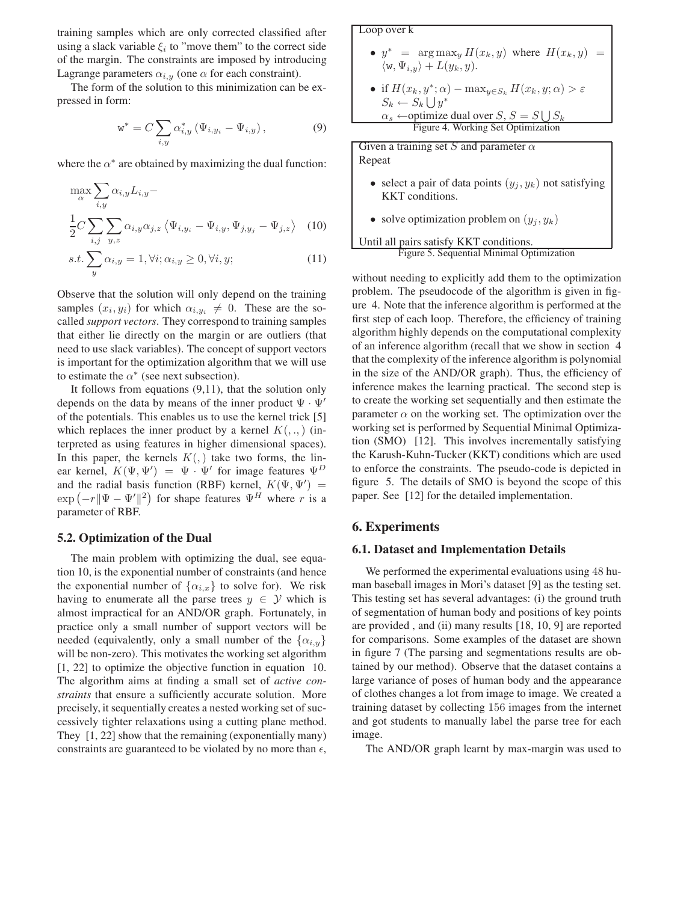training samples which are only corrected classified after using a slack variable $\xi_i$ to "move them" to the correct side of the margin. The constraints are imposed by introducing Lagrange parameters $\alpha_{i,y}$ (one $\alpha$ for each constraint).

The form of the solution to this minimization can be expressed in form:

$$\mathrm{w}^* = C \sum_{i,y} \alpha^*_{i,y} \left( \Psi_{i,y_i} - \Psi_{i,y} \right), \tag{9}$$

where the $\alpha^*$ are obtained by maximizing the dual function:

$$\max_{\alpha} \sum_{i,y} \alpha_{i,y} L_{i,y} - \frac{1}{2} C \sum_{i,j} \sum_{y,z} \alpha_{i,y} \alpha_{j,z} \left\langle \Psi_{i,y_i} - \Psi_{i,y}, \Psi_{j,y_j} - \Psi_{j,z} \right\rangle \tag{10}$$

$$s.t. \sum_{y} \alpha_{i,y} = 1, \forall i; \alpha_{i,y} \geq 0, \forall i, y; \tag{11}$$

Observe that the solution will only depend on the training samples $(x_i, y_i)$ for which $\alpha_{i,y_i} \neq 0$. These are the so-called *support vectors*. They correspond to training samples that either lie directly on the margin or are outliers (that need to use slack variables). The concept of support vectors is important for the optimization algorithm that we will use to estimate the $\alpha^*$ (see next subsection).

It follows from equations (9,11), that the solution only depends on the data by means of the inner product $\Psi \cdot \Psi'$ of the potentials. This enables us to use the kernel trick [5] which replaces the inner product by a kernel $K(.,.)$ (interpreted as using features in higher dimensional spaces). In this paper, the kernels $K(,)$ take two forms, the linear kernel, $K(\Psi, \Psi') = \Psi \cdot \Psi'$ for image features $\Psi^D$ and the radial basis function (RBF) kernel, $K(\Psi, \Psi') = \exp\left(-r\|\Psi - \Psi'\|^2\right)$ for shape features $\Psi^H$ where $r$ is a parameter of RBF.

### 5.2. Optimization of the Dual

The main problem with optimizing the dual, see equation 10, is the exponential number of constraints (and hence the exponential number of $\{\alpha_{i,x}\}$ to solve for). We risk having to enumerate all the parse trees $y \in \mathcal{Y}$ which is almost impractical for an AND/OR graph. Fortunately, in practice only a small number of support vectors will be needed (equivalently, only a small number of the $\{\alpha_{i,y}\}$ will be non-zero). This motivates the working set algorithm [1, 22] to optimize the objective function in equation 10. The algorithm aims at finding a small set of *active constraints* that ensure a sufficiently accurate solution. More precisely, it sequentially creates a nested working set of successively tighter relaxations using a cutting plane method. They [1, 22] show that the remaining (exponentially many) constraints are guaranteed to be violated by no more than $\epsilon$, without needing to explicitly add them to the optimization problem. The pseudocode of the algorithm is given in figure 4. Note that the inference algorithm is performed at the first step of each loop. Therefore, the efficiency of training algorithm highly depends on the computational complexity of an inference algorithm (recall that we show in section 4 that the complexity of the inference algorithm is polynomial in the size of the AND/OR graph). Thus, the efficiency of inference makes the learning practical. The second step is to create the working set sequentially and then estimate the parameter $\alpha$ on the working set. The optimization over the working set is performed by Sequential Minimal Optimization (SMO) [12]. This involves incrementally satisfying the Karush-Kuhn-Tucker (KKT) conditions which are used to enforce the constraints. The pseudo-code is depicted in figure 5. The details of SMO is beyond the scope of this paper. See [12] for the detailed implementation.

Loop over k

- $y^* = \arg\max_y H(x_k, y)$ where $H(x_k, y) = \langle \mathrm{w}, \Psi_{i,y} \rangle + L(y_k, y)$.
- if $H(x_k, y^*; \alpha) - \max_{y \in S_k} H(x_k, y; \alpha) > \varepsilon$
  $S_k \leftarrow S_k \bigcup y^*$
  $\alpha_s \leftarrow$optimize dual over $S$, $S = S \bigcup S_k$

Figure 4. Working Set Optimization

Given a training set $S$ and parameter $\alpha$
Repeat

- select a pair of data points $(y_j, y_k)$ not satisfying KKT conditions.
- solve optimization problem on $(y_j, y_k)$

Until all pairs satisfy KKT conditions.

Figure 5. Sequential Minimal Optimization

## 6. Experiments

### 6.1. Dataset and Implementation Details

We performed the experimental evaluations using 48 human baseball images in Mori's dataset [9] as the testing set. This testing set has several advantages: (i) the ground truth of segmentation of human body and positions of key points are provided , and (ii) many results [18, 10, 9] are reported for comparisons. Some examples of the dataset are shown in figure 7 (The parsing and segmentations results are obtained by our method). Observe that the dataset contains a large variance of poses of human body and the appearance of clothes changes a lot from image to image. We created a training dataset by collecting 156 images from the internet and got students to manually label the parse tree for each image.

The AND/OR graph learnt by max-margin was used to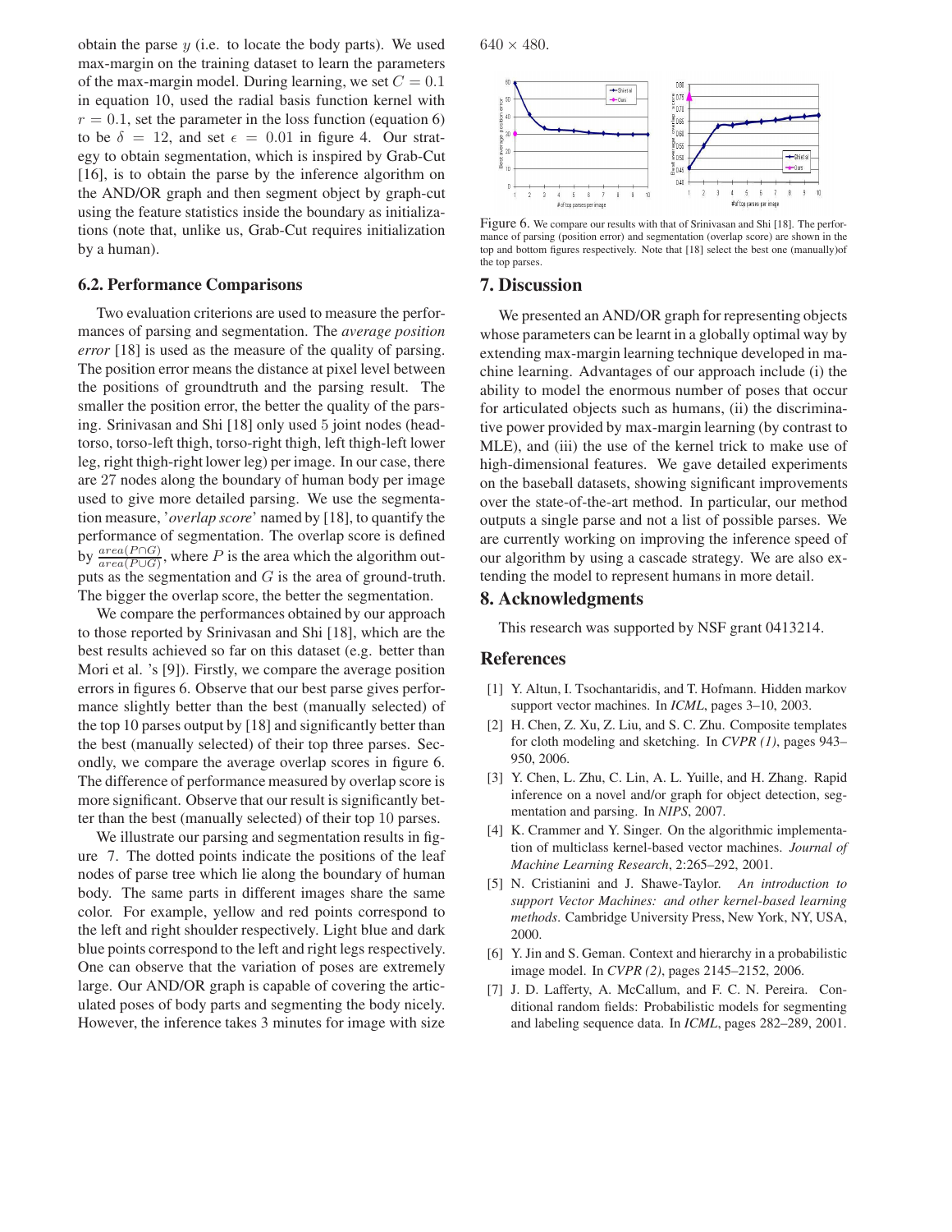obtain the parse $y$ (i.e. to locate the body parts). We used max-margin on the training dataset to learn the parameters of the max-margin model. During learning, we set $C = 0.1$ in equation 10, used the radial basis function kernel with $r = 0.1$, set the parameter in the loss function (equation 6) to be $\delta = 12$, and set $\epsilon = 0.01$ in figure 4. Our strategy to obtain segmentation, which is inspired by Grab-Cut [16], is to obtain the parse by the inference algorithm on the AND/OR graph and then segment object by graph-cut using the feature statistics inside the boundary as initializations (note that, unlike us, Grab-Cut requires initialization by a human).

### 6.2. Performance Comparisons

Two evaluation criterions are used to measure the performances of parsing and segmentation. The *average position error* [18] is used as the measure of the quality of parsing. The position error means the distance at pixel level between the positions of groundtruth and the parsing result. The smaller the position error, the better the quality of the parsing. Srinivasan and Shi [18] only used 5 joint nodes (head-torso, torso-left thigh, torso-right thigh, left thigh-left lower leg, right thigh-right lower leg) per image. In our case, there are 27 nodes along the boundary of human body per image used to give more detailed parsing. We use the segmentation measure, '*overlap score*' named by [18], to quantify the performance of segmentation. The overlap score is defined by $\frac{area(P \cap G)}{area(P \cup G)}$, where $P$ is the area which the algorithm outputs as the segmentation and $G$ is the area of ground-truth. The bigger the overlap score, the better the segmentation.

We compare the performances obtained by our approach to those reported by Srinivasan and Shi [18], which are the best results achieved so far on this dataset (e.g. better than Mori et al. 's [9]). Firstly, we compare the average position errors in figures 6. Observe that our best parse gives performance slightly better than the best (manually selected) of the top 10 parses output by [18] and significantly better than the best (manually selected) of their top three parses. Secondly, we compare the average overlap scores in figure 6. The difference of performance measured by overlap score is more significant. Observe that our result is significantly better than the best (manually selected) of their top 10 parses.

We illustrate our parsing and segmentation results in figure 7. The dotted points indicate the positions of the leaf nodes of parse tree which lie along the boundary of human body. The same parts in different images share the same color. For example, yellow and red points correspond to the left and right shoulder respectively. Light blue and dark blue points correspond to the left and right legs respectively. One can observe that the variation of poses are extremely large. Our AND/OR graph is capable of covering the articulated poses of body parts and segmenting the body nicely. However, the inference takes 3 minutes for image with size $640 \times 480$.

Figure 6. We compare our results with that of Srinivasan and Shi [18]. The performance of parsing (position error) and segmentation (overlap score) are shown in the top and bottom figures respectively. Note that [18] select the best one (manually)of the top parses.

## 7. Discussion

We presented an AND/OR graph for representing objects whose parameters can be learnt in a globally optimal way by extending max-margin learning technique developed in machine learning. Advantages of our approach include (i) the ability to model the enormous number of poses that occur for articulated objects such as humans, (ii) the discriminative power provided by max-margin learning (by contrast to MLE), and (iii) the use of the kernel trick to make use of high-dimensional features. We gave detailed experiments on the baseball datasets, showing significant improvements over the state-of-the-art method. In particular, our method outputs a single parse and not a list of possible parses. We are currently working on improving the inference speed of our algorithm by using a cascade strategy. We are also extending the model to represent humans in more detail.

## 8. Acknowledgments

This research was supported by NSF grant 0413214.

## References

[1] Y. Altun, I. Tsochantaridis, and T. Hofmann. Hidden markov support vector machines. In *ICML*, pages 3–10, 2003.

[2] H. Chen, Z. Xu, Z. Liu, and S. C. Zhu. Composite templates for cloth modeling and sketching. In *CVPR (1)*, pages 943–950, 2006.

[3] Y. Chen, L. Zhu, C. Lin, A. L. Yuille, and H. Zhang. Rapid inference on a novel and/or graph for object detection, segmentation and parsing. In *NIPS*, 2007.

[4] K. Crammer and Y. Singer. On the algorithmic implementation of multiclass kernel-based vector machines. *Journal of Machine Learning Research*, 2:265–292, 2001.

[5] N. Cristianini and J. Shawe-Taylor. *An introduction to support Vector Machines: and other kernel-based learning methods*. Cambridge University Press, New York, NY, USA, 2000.

[6] Y. Jin and S. Geman. Context and hierarchy in a probabilistic image model. In *CVPR (2)*, pages 2145–2152, 2006.

[7] J. D. Lafferty, A. McCallum, and F. C. N. Pereira. Conditional random fields: Probabilistic models for segmenting and labeling sequence data. In *ICML*, pages 282–289, 2001.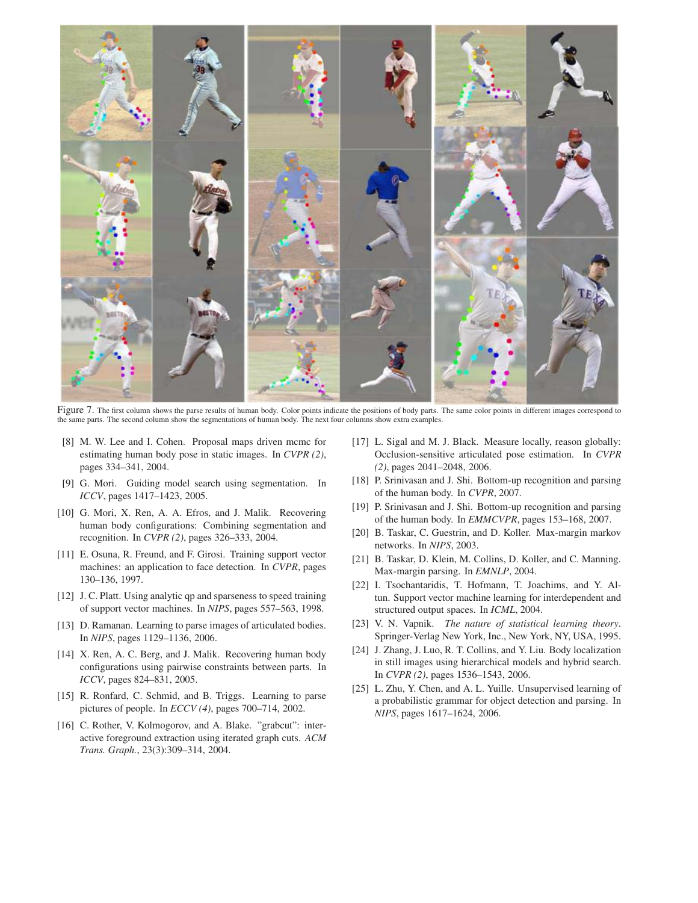Figure 7. The first column shows the parse results of human body. Color points indicate the positions of body parts. The same color points in different images correspond to the same parts. The second column show the segmentations of human body. The next four columns show extra examples.

[8] M. W. Lee and I. Cohen. Proposal maps driven mcmc for estimating human body pose in static images. In *CVPR (2)*, pages 334–341, 2004.

[9] G. Mori. Guiding model search using segmentation. In *ICCV*, pages 1417–1423, 2005.

[10] G. Mori, X. Ren, A. A. Efros, and J. Malik. Recovering human body configurations: Combining segmentation and recognition. In *CVPR (2)*, pages 326–333, 2004.

[11] E. Osuna, R. Freund, and F. Girosi. Training support vector machines: an application to face detection. In *CVPR*, pages 130–136, 1997.

[12] J. C. Platt. Using analytic qp and sparseness to speed training of support vector machines. In *NIPS*, pages 557–563, 1998.

[13] D. Ramanan. Learning to parse images of articulated bodies. In *NIPS*, pages 1129–1136, 2006.

[14] X. Ren, A. C. Berg, and J. Malik. Recovering human body configurations using pairwise constraints between parts. In *ICCV*, pages 824–831, 2005.

[15] R. Ronfard, C. Schmid, and B. Triggs. Learning to parse pictures of people. In *ECCV (4)*, pages 700–714, 2002.

[16] C. Rother, V. Kolmogorov, and A. Blake. "grabcut": interactive foreground extraction using iterated graph cuts. *ACM Trans. Graph.*, 23(3):309–314, 2004.

[17] L. Sigal and M. J. Black. Measure locally, reason globally: Occlusion-sensitive articulated pose estimation. In *CVPR (2)*, pages 2041–2048, 2006.

[18] P. Srinivasan and J. Shi. Bottom-up recognition and parsing of the human body. In *CVPR*, 2007.

[19] P. Srinivasan and J. Shi. Bottom-up recognition and parsing of the human body. In *EMMCVPR*, pages 153–168, 2007.

[20] B. Taskar, C. Guestrin, and D. Koller. Max-margin markov networks. In *NIPS*, 2003.

[21] B. Taskar, D. Klein, M. Collins, D. Koller, and C. Manning. Max-margin parsing. In *EMNLP*, 2004.

[22] I. Tsochantaridis, T. Hofmann, T. Joachims, and Y. Altun. Support vector machine learning for interdependent and structured output spaces. In *ICML*, 2004.

[23] V. N. Vapnik. *The nature of statistical learning theory*. Springer-Verlag New York, Inc., New York, NY, USA, 1995.

[24] J. Zhang, J. Luo, R. T. Collins, and Y. Liu. Body localization in still images using hierarchical models and hybrid search. In *CVPR (2)*, pages 1536–1543, 2006.

[25] L. Zhu, Y. Chen, and A. L. Yuille. Unsupervised learning of a probabilistic grammar for object detection and parsing. In *NIPS*, pages 1617–1624, 2006.